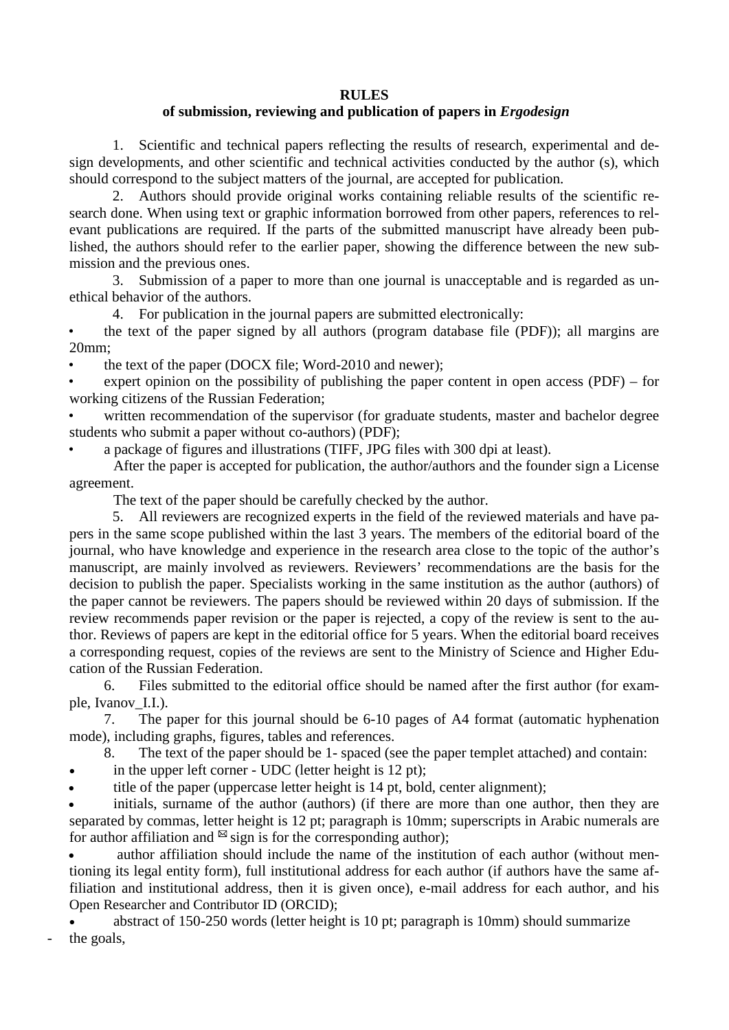**RULES**

**of submission, reviewing and publication of papers in *Ergodesign***

1. Scientific and technical papers reflecting the results of research, experimental and design developments, and other scientific and technical activities conducted by the author (s), which should correspond to the subject matters of the journal, are accepted for publication.

2. Authors should provide original works containing reliable results of the scientific research done. When using text or graphic information borrowed from other papers, references to relevant publications are required. If the parts of the submitted manuscript have already been published, the authors should refer to the earlier paper, showing the difference between the new submission and the previous ones.

3. Submission of a paper to more than one journal is unacceptable and is regarded as unethical behavior of the authors.

4. For publication in the journal papers are submitted electronically:

- the text of the paper signed by all authors (program database file (PDF)); all margins are 20mm;
- the text of the paper (DOCX file; Word-2010 and newer);
- expert opinion on the possibility of publishing the paper content in open access (PDF) – for working citizens of the Russian Federation;
- written recommendation of the supervisor (for graduate students, master and bachelor degree students who submit a paper without co-authors) (PDF);
- a package of figures and illustrations (TIFF, JPG files with 300 dpi at least).

After the paper is accepted for publication, the author/authors and the founder sign a License agreement.

The text of the paper should be carefully checked by the author.

5. All reviewers are recognized experts in the field of the reviewed materials and have papers in the same scope published within the last 3 years. The members of the editorial board of the journal, who have knowledge and experience in the research area close to the topic of the author's manuscript, are mainly involved as reviewers. Reviewers' recommendations are the basis for the decision to publish the paper. Specialists working in the same institution as the author (authors) of the paper cannot be reviewers. The papers should be reviewed within 20 days of submission. If the review recommends paper revision or the paper is rejected, a copy of the review is sent to the author. Reviews of papers are kept in the editorial office for 5 years. When the editorial board receives a corresponding request, copies of the reviews are sent to the Ministry of Science and Higher Education of the Russian Federation.

6. Files submitted to the editorial office should be named after the first author (for example, Ivanov_I.I.).

7. The paper for this journal should be 6-10 pages of A4 format (automatic hyphenation mode), including graphs, figures, tables and references.

8. The text of the paper should be 1- spaced (see the paper templet attached) and contain:

- in the upper left corner - UDC (letter height is 12 pt);
- title of the paper (uppercase letter height is 14 pt, bold, center alignment);
- initials, surname of the author (authors) (if there are more than one author, then they are separated by commas, letter height is 12 pt; paragraph is 10mm; superscripts in Arabic numerals are for author affiliation and ✉ sign is for the corresponding author);
- author affiliation should include the name of the institution of each author (without mentioning its legal entity form), full institutional address for each author (if authors have the same affiliation and institutional address, then it is given once), e-mail address for each author, and his Open Researcher and Contributor ID (ORCID);
- abstract of 150-250 words (letter height is 10 pt; paragraph is 10mm) should summarize

- the goals,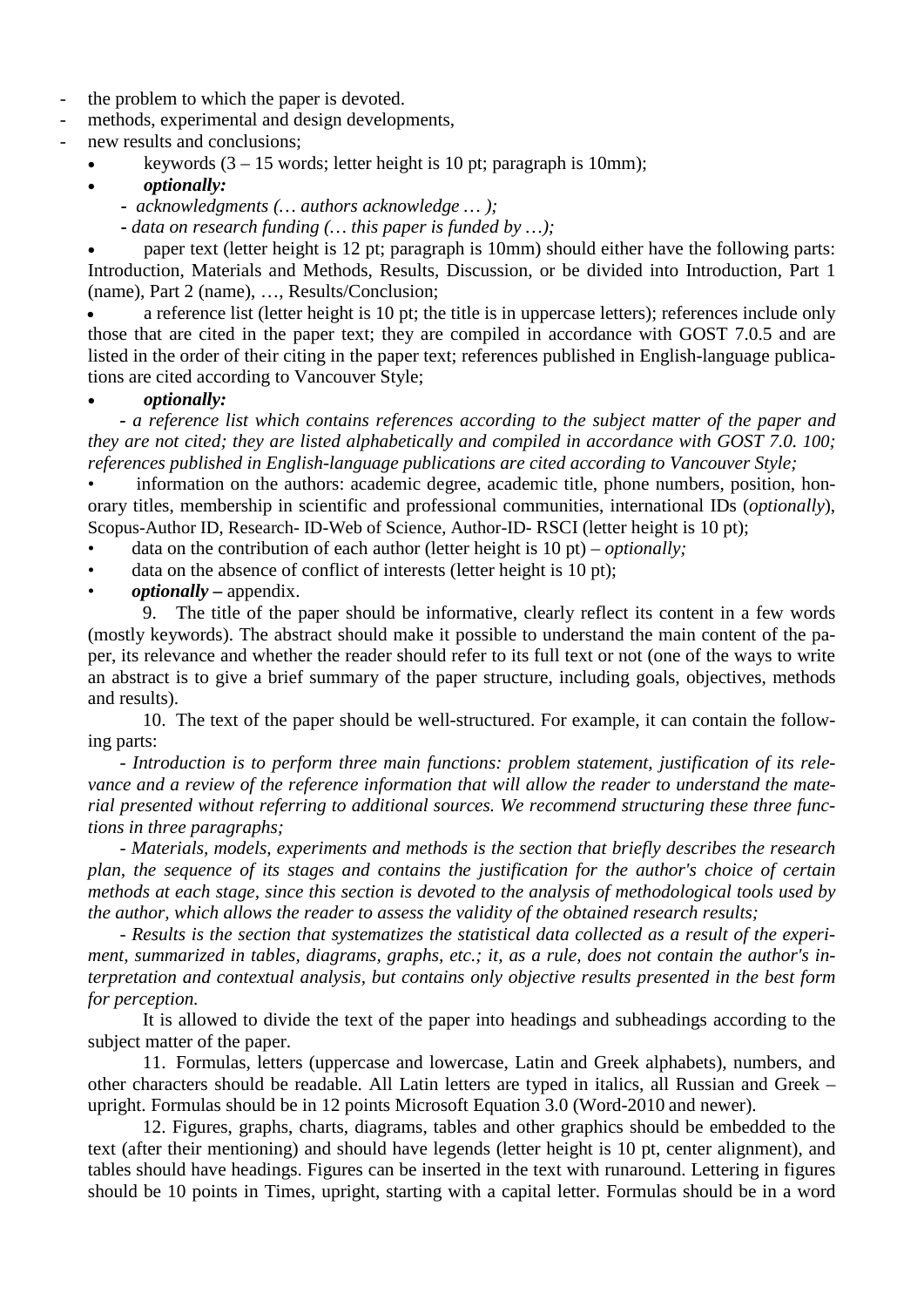- the problem to which the paper is devoted.
- methods, experimental and design developments,
- new results and conclusions;
  - keywords (3 – 15 words; letter height is 10 pt; paragraph is 10mm);
  - ***optionally:***
    - *acknowledgments (… authors acknowledge … );*
    - *data on research funding (… this paper is funded by …);*
  - paper text (letter height is 12 pt; paragraph is 10mm) should either have the following parts: Introduction, Materials and Methods, Results, Discussion, or be divided into Introduction, Part 1 (name), Part 2 (name), …, Results/Conclusion;
  - a reference list (letter height is 10 pt; the title is in uppercase letters); references include only those that are cited in the paper text; they are compiled in accordance with GOST 7.0.5 and are listed in the order of their citing in the paper text; references published in English-language publications are cited according to Vancouver Style;
  - ***optionally:***

    *- a reference list which contains references according to the subject matter of the paper and they are not cited; they are listed alphabetically and compiled in accordance with GOST 7.0. 100; references published in English-language publications are cited according to Vancouver Style;*
  - information on the authors: academic degree, academic title, phone numbers, position, honorary titles, membership in scientific and professional communities, international IDs (*optionally*), Scopus-Author ID, Research- ID-Web of Science, Author-ID- RSCI (letter height is 10 pt);
  - data on the contribution of each author (letter height is 10 pt) – *optionally;*
  - data on the absence of conflict of interests (letter height is 10 pt);
  - ***optionally*** **–** appendix.

9. The title of the paper should be informative, clearly reflect its content in a few words (mostly keywords). The abstract should make it possible to understand the main content of the paper, its relevance and whether the reader should refer to its full text or not (one of the ways to write an abstract is to give a brief summary of the paper structure, including goals, objectives, methods and results).

10. The text of the paper should be well-structured. For example, it can contain the following parts:

*- Introduction is to perform three main functions: problem statement, justification of its relevance and a review of the reference information that will allow the reader to understand the material presented without referring to additional sources. We recommend structuring these three functions in three paragraphs;*

*- Materials, models, experiments and methods is the section that briefly describes the research plan, the sequence of its stages and contains the justification for the author's choice of certain methods at each stage, since this section is devoted to the analysis of methodological tools used by the author, which allows the reader to assess the validity of the obtained research results;*

*- Results is the section that systematizes the statistical data collected as a result of the experiment, summarized in tables, diagrams, graphs, etc.; it, as a rule, does not contain the author's interpretation and contextual analysis, but contains only objective results presented in the best form for perception.*

It is allowed to divide the text of the paper into headings and subheadings according to the subject matter of the paper.

11. Formulas, letters (uppercase and lowercase, Latin and Greek alphabets), numbers, and other characters should be readable. All Latin letters are typed in italics, all Russian and Greek – upright. Formulas should be in 12 points Microsoft Equation 3.0 (Word-2010 and newer).

12. Figures, graphs, charts, diagrams, tables and other graphics should be embedded to the text (after their mentioning) and should have legends (letter height is 10 pt, center alignment), and tables should have headings. Figures can be inserted in the text with runaround. Lettering in figures should be 10 points in Times, upright, starting with a capital letter. Formulas should be in a word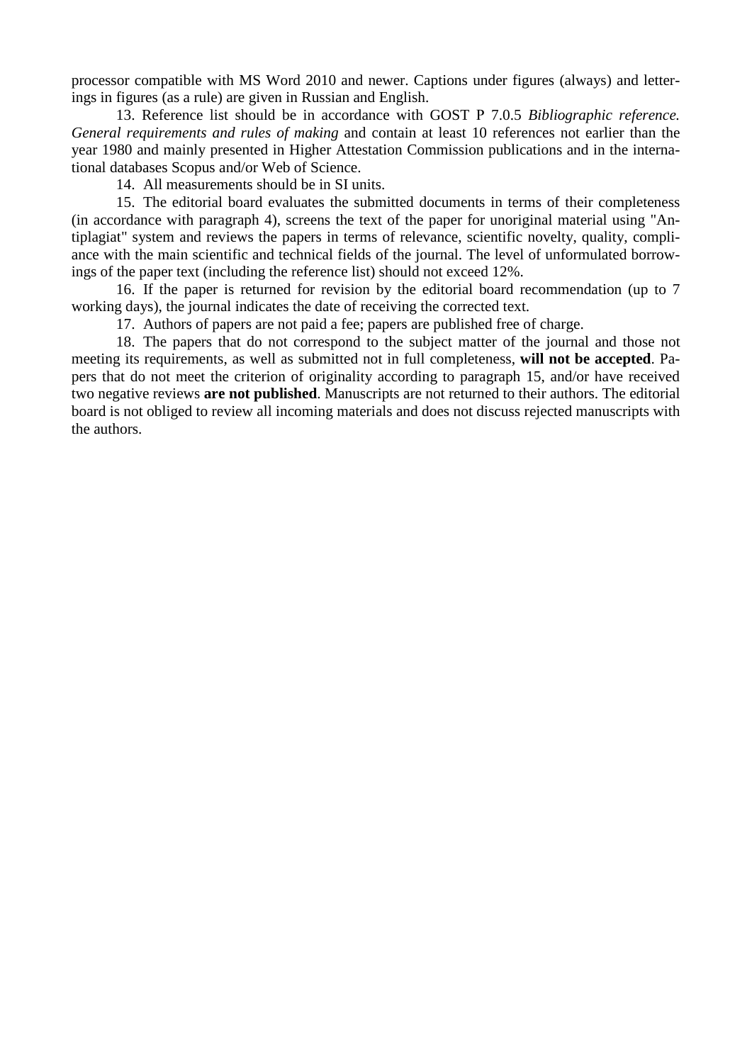processor compatible with MS Word 2010 and newer. Captions under figures (always) and letterings in figures (as a rule) are given in Russian and English.

13. Reference list should be in accordance with GOST P 7.0.5 *Bibliographic reference. General requirements and rules of making* and contain at least 10 references not earlier than the year 1980 and mainly presented in Higher Attestation Commission publications and in the international databases Scopus and/or Web of Science.

14. All measurements should be in SI units.

15. The editorial board evaluates the submitted documents in terms of their completeness (in accordance with paragraph 4), screens the text of the paper for unoriginal material using "Antiplagiat" system and reviews the papers in terms of relevance, scientific novelty, quality, compliance with the main scientific and technical fields of the journal. The level of unformulated borrowings of the paper text (including the reference list) should not exceed 12%.

16. If the paper is returned for revision by the editorial board recommendation (up to 7 working days), the journal indicates the date of receiving the corrected text.

17. Authors of papers are not paid a fee; papers are published free of charge.

18. The papers that do not correspond to the subject matter of the journal and those not meeting its requirements, as well as submitted not in full completeness, **will not be accepted**. Papers that do not meet the criterion of originality according to paragraph 15, and/or have received two negative reviews **are not published**. Manuscripts are not returned to their authors. The editorial board is not obliged to review all incoming materials and does not discuss rejected manuscripts with the authors.